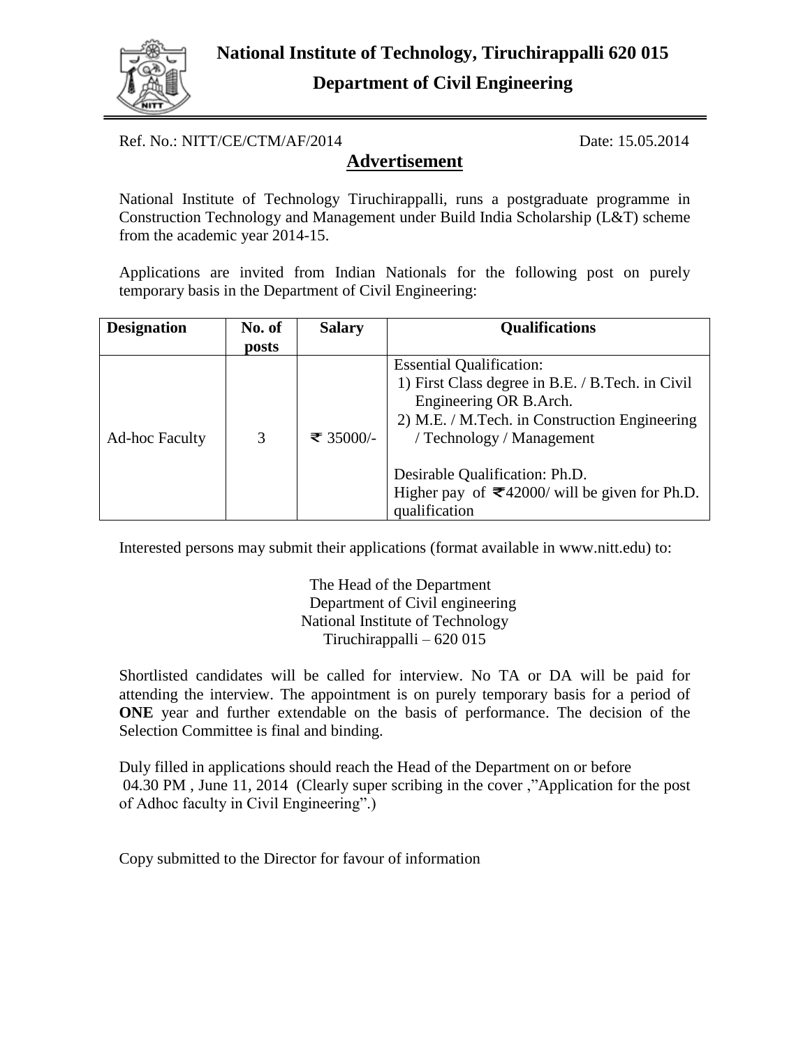# National Institute of Technology, Tiruchirappalli 620 015

## Department of Civil Engineering

Ref. No.: NITT/CE/CTM/AF/2014 Date: 15.05.2014

## Advertisement

National Institute of Technology Tiruchirappalli, runs a postgraduate programme in Construction Technology and Management under Build India Scholarship (L&T) scheme from the academic year 2014-15.

Applications are invited from Indian Nationals for the following post on purely temporary basis in the Department of Civil Engineering:

| Designation | No. of posts | Salary | Qualifications |
|---|---|---|---|
| Ad-hoc Faculty | 3 | ₹ 35000/- | Essential Qualification:<br>1) First Class degree in B.E. / B.Tech. in Civil Engineering OR B.Arch.<br>2) M.E. / M.Tech. in Construction Engineering / Technology / Management<br><br>Desirable Qualification: Ph.D.<br>Higher pay of ₹42000/ will be given for Ph.D. qualification |

Interested persons may submit their applications (format available in www.nitt.edu) to:

The Head of the Department
Department of Civil engineering
National Institute of Technology
Tiruchirappalli – 620 015

Shortlisted candidates will be called for interview. No TA or DA will be paid for attending the interview. The appointment is on purely temporary basis for a period of **ONE** year and further extendable on the basis of performance. The decision of the Selection Committee is final and binding.

Duly filled in applications should reach the Head of the Department on or before 04.30 PM , June 11, 2014 (Clearly super scribing in the cover ,"Application for the post of Adhoc faculty in Civil Engineering".)

Copy submitted to the Director for favour of information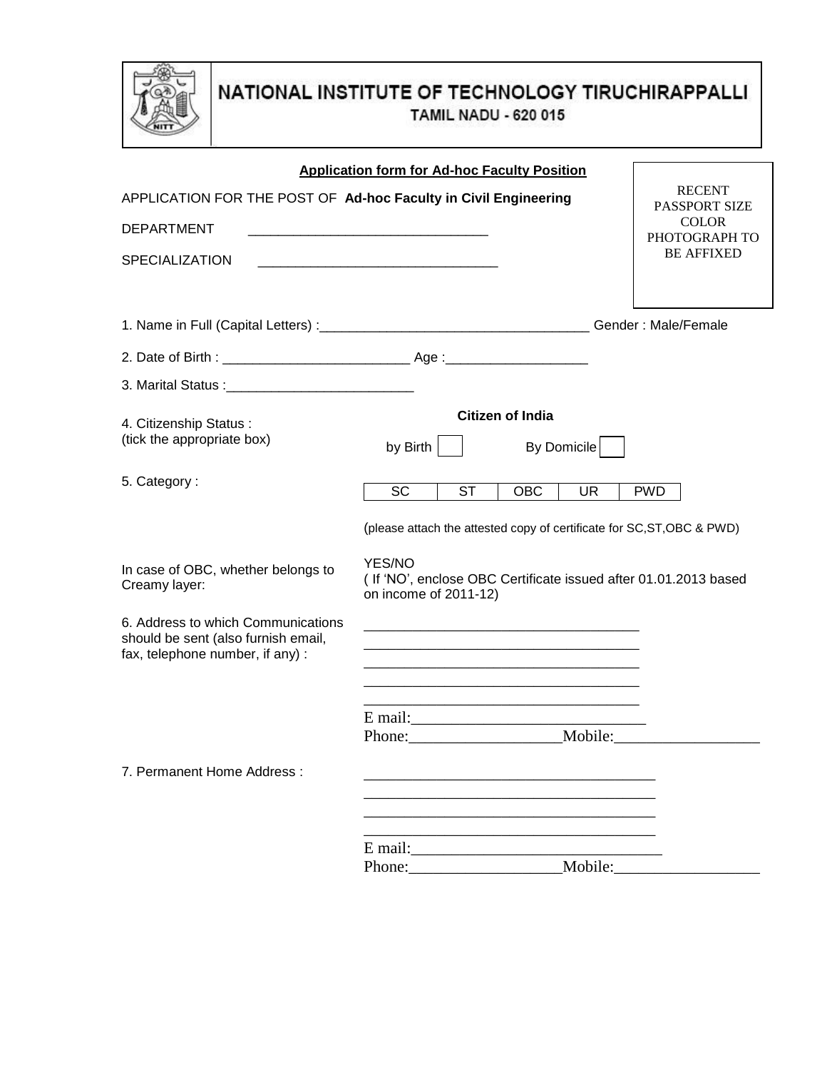# NATIONAL INSTITUTE OF TECHNOLOGY TIRUCHIRAPPALLI

TAMIL NADU - 620 015

**Application form for Ad-hoc Faculty Position**

RECENT PASSPORT SIZE COLOR PHOTOGRAPH TO BE AFFIXED

APPLICATION FOR THE POST OF **Ad-hoc Faculty in Civil Engineering**

DEPARTMENT ________________________________

SPECIALIZATION ________________________________

1. Name in Full (Capital Letters) :____________________________________ Gender : Male/Female

2. Date of Birth : ________________________ Age :__________________

3. Marital Status :_________________________

4. Citizenship Status : (tick the appropriate box)

**Citizen of India**

by Birth ☐ By Domicile ☐

5. Category :

| SC | ST | OBC | UR | PWD |
|---|---|---|---|---|
| | | | | |

(please attach the attested copy of certificate for SC,ST,OBC & PWD)

In case of OBC, whether belongs to Creamy layer:

YES/NO
( If 'NO', enclose OBC Certificate issued after 01.01.2013 based on income of 2011-12)

6. Address to which Communications should be sent (also furnish email, fax, telephone number, if any) :

_____________________________________
_____________________________________
_____________________________________
_____________________________________
_____________________________________

E mail:______________________________

Phone:__________________Mobile:__________________

7. Permanent Home Address :

_____________________________________
_____________________________________
_____________________________________
_____________________________________

E mail:______________________________

Phone:__________________Mobile:__________________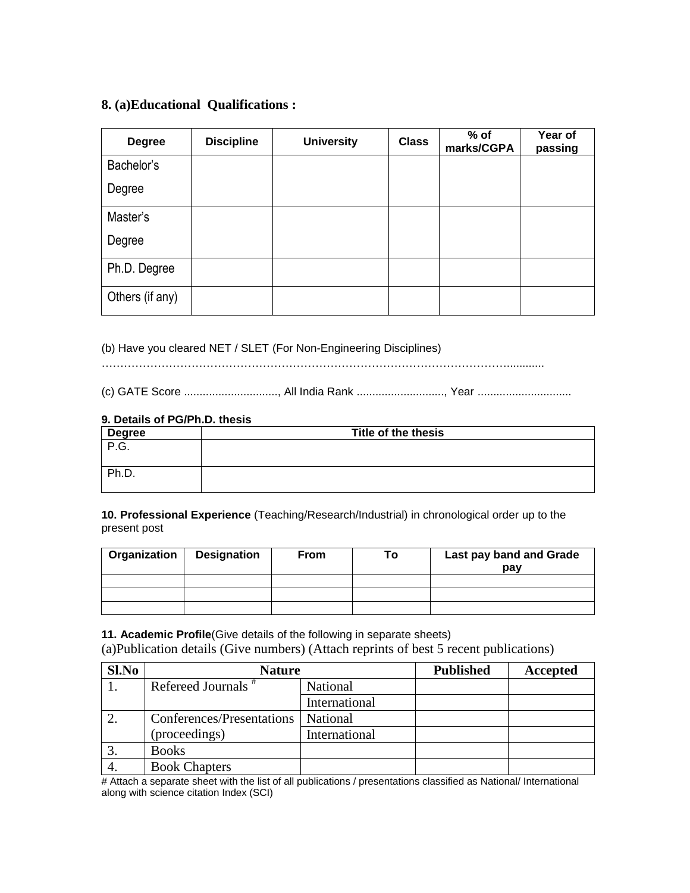## 8. (a)Educational Qualifications :

| Degree | Discipline | University | Class | % of marks/CGPA | Year of passing |
| --- | --- | --- | --- | --- | --- |
| Bachelor's Degree | | | | | |
| Master's Degree | | | | | |
| Ph.D. Degree | | | | | |
| Others (if any) | | | | | |

(b) Have you cleared NET / SLET (For Non-Engineering Disciplines)

…………………………………………………………………………………………………..........

(c) GATE Score .............................., All India Rank ............................, Year .............................

**9. Details of PG/Ph.D. thesis**

| Degree | Title of the thesis |
| --- | --- |
| P.G. | |
| Ph.D. | |

**10. Professional Experience** (Teaching/Research/Industrial) in chronological order up to the present post

| Organization | Designation | From | To | Last pay band and Grade pay |
| --- | --- | --- | --- | --- |
| | | | | |
| | | | | |
| | | | | |

**11. Academic Profile**(Give details of the following in separate sheets)

(a)Publication details (Give numbers) (Attach reprints of best 5 recent publications)

| Sl.No | Nature | | Published | Accepted |
| --- | --- | --- | --- | --- |
| 1. | Refereed Journals # | National | | |
| | | International | | |
| 2. | Conferences/Presentations (proceedings) | National | | |
| | | International | | |
| 3. | Books | | | |
| 4. | Book Chapters | | | |

# Attach a separate sheet with the list of all publications / presentations classified as National/ International along with science citation Index (SCI)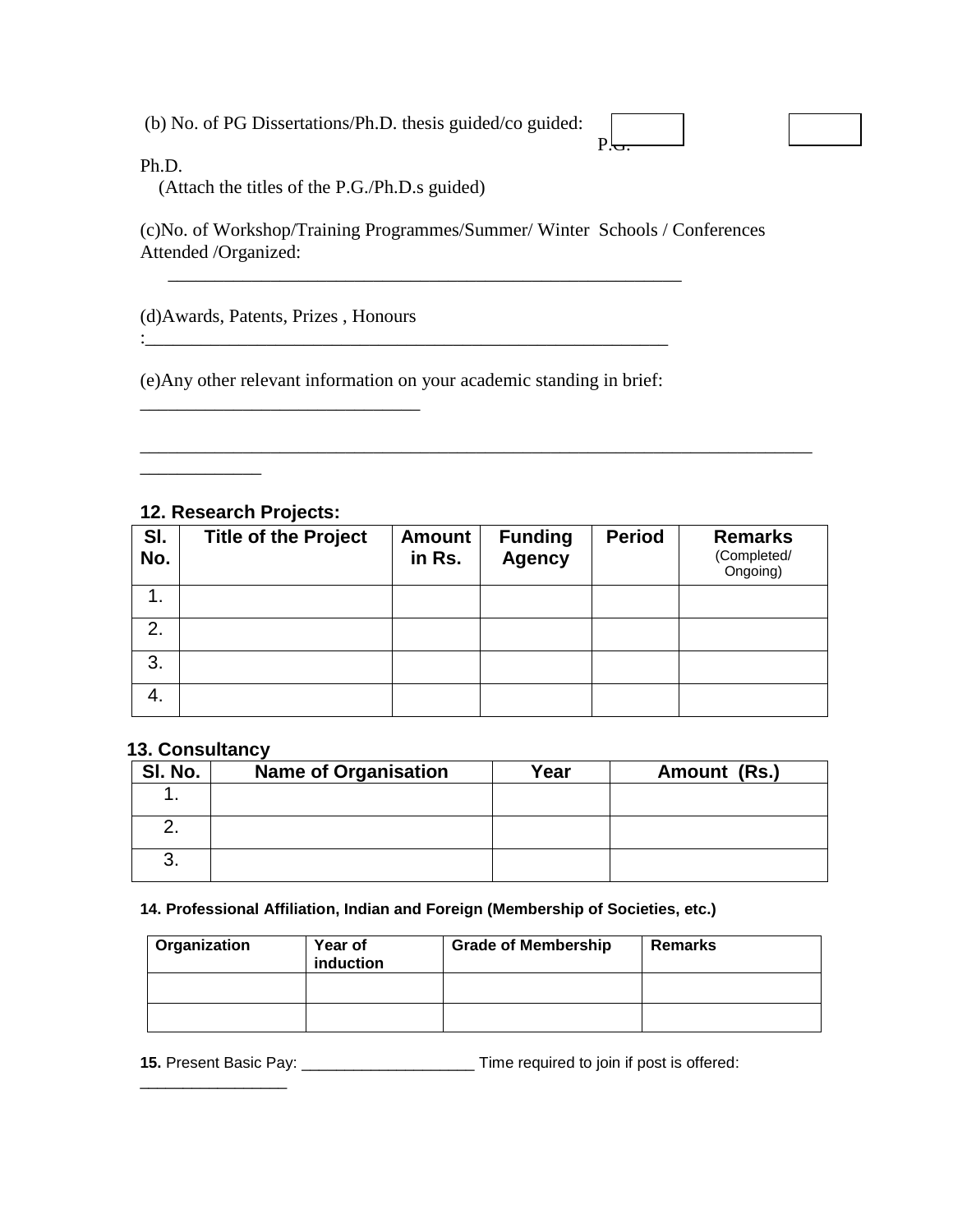(b) No. of PG Dissertations/Ph.D. thesis guided/co guided: P.G. ______ Ph.D. ______

(Attach the titles of the P.G./Ph.D.s guided)

(c)No. of Workshop/Training Programmes/Summer/ Winter Schools / Conferences Attended /Organized:

__________________________________________________________

(d)Awards, Patents, Prizes , Honours :___________________________________________________________

(e)Any other relevant information on your academic standing in brief: ______________________________

___________________________________________________________________________ _____________

### 12. Research Projects:

| Sl. No. | Title of the Project | Amount in Rs. | Funding Agency | Period | Remarks (Completed/ Ongoing) |
|---|---|---|---|---|---|
| 1. | | | | | |
| 2. | | | | | |
| 3. | | | | | |
| 4. | | | | | |

### 13. Consultancy

| Sl. No. | Name of Organisation | Year | Amount (Rs.) |
|---|---|---|---|
| 1. | | | |
| 2. | | | |
| 3. | | | |

**14. Professional Affiliation, Indian and Foreign (Membership of Societies, etc.)**

| Organization | Year of induction | Grade of Membership | Remarks |
|---|---|---|---|
| | | | |
| | | | |

**15.** Present Basic Pay: ____________________ Time required to join if post is offered: _________________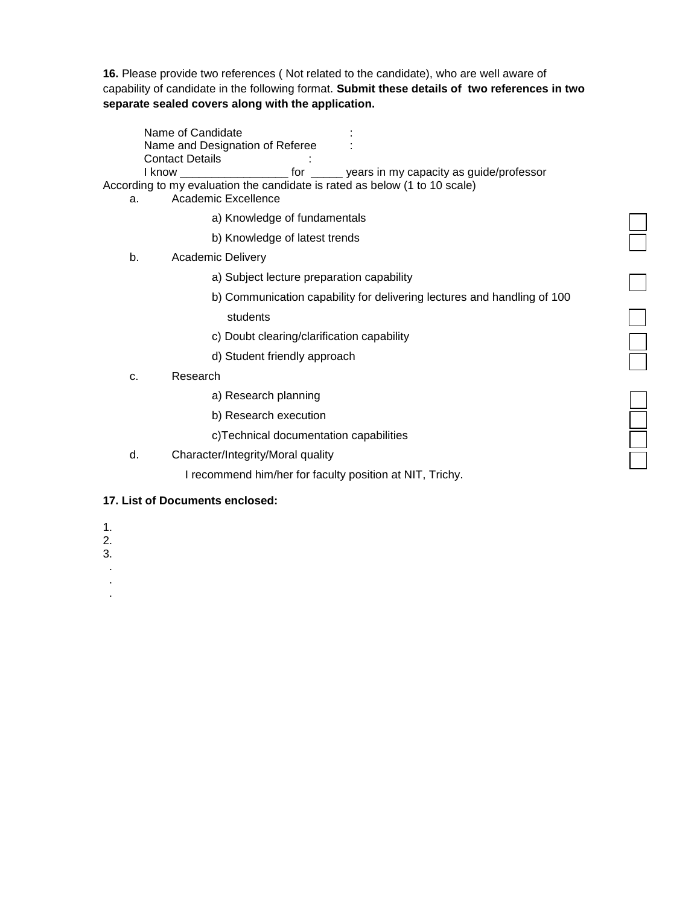**16.** Please provide two references ( Not related to the candidate), who are well aware of capability of candidate in the following format. **Submit these details of two references in two separate sealed covers along with the application.**

Name of Candidate :
Name and Designation of Referee :
Contact Details :
I know _________________ for _____ years in my capacity as guide/professor

According to my evaluation the candidate is rated as below (1 to 10 scale)

a. Academic Excellence
   - a) Knowledge of fundamentals ☐
   - b) Knowledge of latest trends ☐

b. Academic Delivery
   - a) Subject lecture preparation capability ☐
   - b) Communication capability for delivering lectures and handling of 100 students ☐
   - c) Doubt clearing/clarification capability ☐
   - d) Student friendly approach ☐

c. Research
   - a) Research planning ☐
   - b) Research execution ☐
   - c)Technical documentation capabilities ☐

d. Character/Integrity/Moral quality ☐

I recommend him/her for faculty position at NIT, Trichy.

**17. List of Documents enclosed:**

1.
2.
3.
.
.
.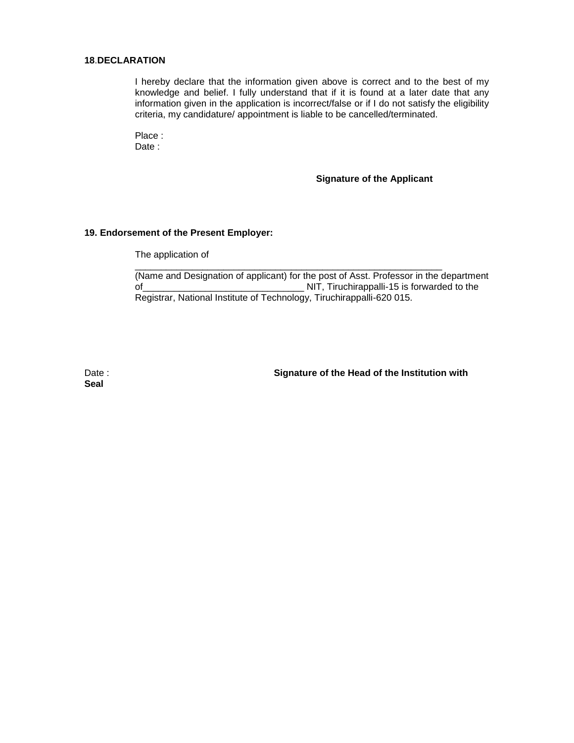**18.DECLARATION**

I hereby declare that the information given above is correct and to the best of my knowledge and belief. I fully understand that if it is found at a later date that any information given in the application is incorrect/false or if I do not satisfy the eligibility criteria, my candidature/ appointment is liable to be cancelled/terminated.

Place :
Date :

**Signature of the Applicant**

**19. Endorsement of the Present Employer:**

The application of
______________________________________________________________
(Name and Designation of applicant) for the post of Asst. Professor in the department of_______________________________ NIT, Tiruchirappalli-15 is forwarded to the Registrar, National Institute of Technology, Tiruchirappalli-620 015.

Date : **Signature of the Head of the Institution with Seal**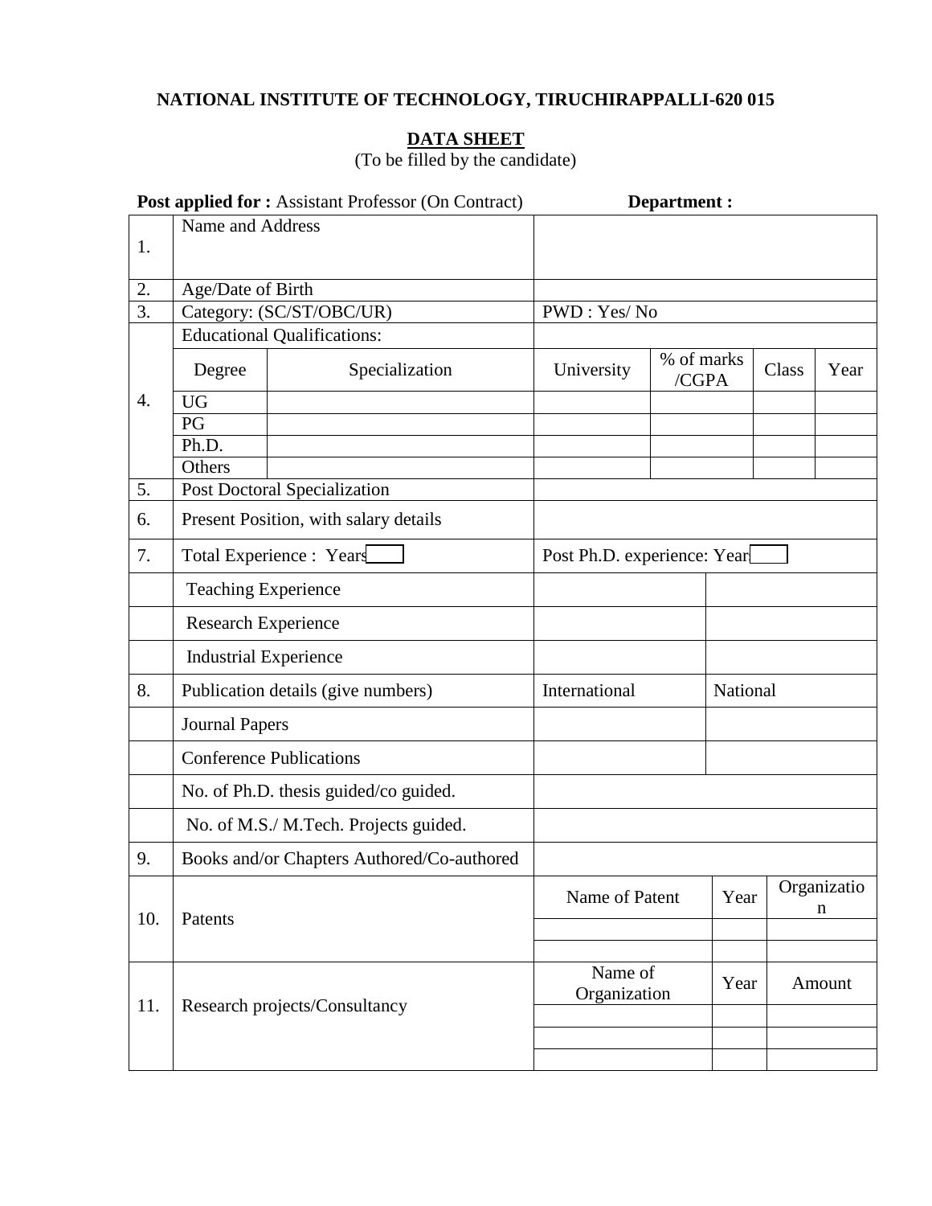**NATIONAL INSTITUTE OF TECHNOLOGY, TIRUCHIRAPPALLI-620 015**

**DATA SHEET**

(To be filled by the candidate)

**Post applied for :** Assistant Professor (On Contract) **Department :**

| | | | | | | |
|---|---|---|---|---|---|---|
| 1. | Name and Address | | | | | |
| 2. | Age/Date of Birth | | | | | |
| 3. | Category: (SC/ST/OBC/UR) | | PWD : Yes/ No | | | |
| 4. | Educational Qualifications: | | | | | |
| | Degree | Specialization | University | % of marks /CGPA | Class | Year |
| | UG | | | | | |
| | PG | | | | | |
| | Ph.D. | | | | | |
| | Others | | | | | |
| 5. | Post Doctoral Specialization | | | | | |
| 6. | Present Position, with salary details | | | | | |
| 7. | Total Experience : Years | | Post Ph.D. experience: Year | | | |
| | Teaching Experience | | | | | |
| | Research Experience | | | | | |
| | Industrial Experience | | | | | |
| 8. | Publication details (give numbers) | | International | National | | |
| | Journal Papers | | | | | |
| | Conference Publications | | | | | |
| | No. of Ph.D. thesis guided/co guided. | | | | | |
| | No. of M.S./ M.Tech. Projects guided. | | | | | |
| 9. | Books and/or Chapters Authored/Co-authored | | | | | |
| 10. | Patents | | Name of Patent | Year | Organization | |
| | | | | | | |
| | | | | | | |
| 11. | Research projects/Consultancy | | Name of Organization | Year | Amount | |
| | | | | | | |
| | | | | | | |
| | | | | | | |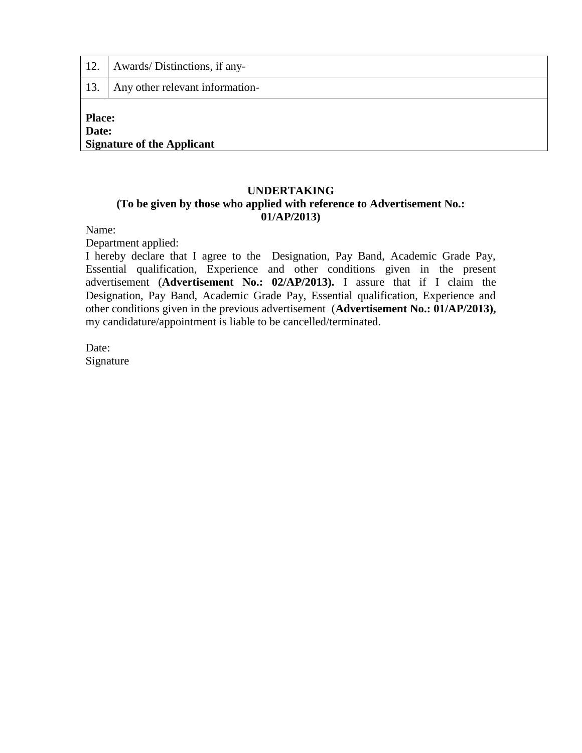| 12. | Awards/ Distinctions, if any- |
|---|---|
| 13. | Any other relevant information- |

**Place:**
**Date:**
**Signature of the Applicant**

**UNDERTAKING**
**(To be given by those who applied with reference to Advertisement No.: 01/AP/2013)**

Name:
Department applied:
I hereby declare that I agree to the Designation, Pay Band, Academic Grade Pay, Essential qualification, Experience and other conditions given in the present advertisement (**Advertisement No.: 02/AP/2013).** I assure that if I claim the Designation, Pay Band, Academic Grade Pay, Essential qualification, Experience and other conditions given in the previous advertisement (**Advertisement No.: 01/AP/2013),** my candidature/appointment is liable to be cancelled/terminated.

Date:
Signature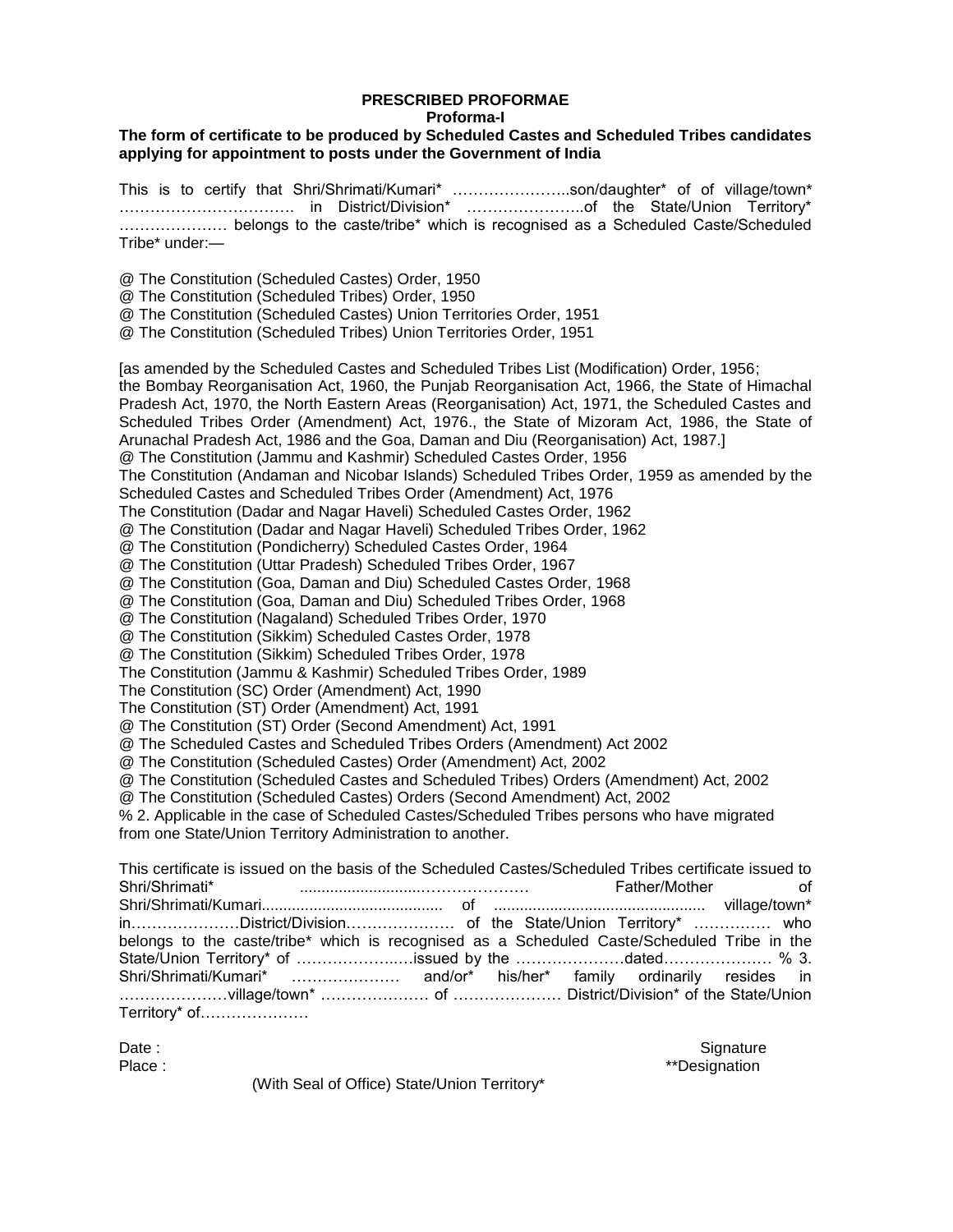**PRESCRIBED PROFORMAE**

**Proforma-I**

**The form of certificate to be produced by Scheduled Castes and Scheduled Tribes candidates applying for appointment to posts under the Government of India**

This is to certify that Shri/Shrimati/Kumari* …………………..son/daughter* of of village/town* ……………………………. in District/Division* …………………...of the State/Union Territory* ………………… belongs to the caste/tribe* which is recognised as a Scheduled Caste/Scheduled Tribe* under:—

@ The Constitution (Scheduled Castes) Order, 1950
@ The Constitution (Scheduled Tribes) Order, 1950
@ The Constitution (Scheduled Castes) Union Territories Order, 1951
@ The Constitution (Scheduled Tribes) Union Territories Order, 1951

[as amended by the Scheduled Castes and Scheduled Tribes List (Modification) Order, 1956; the Bombay Reorganisation Act, 1960, the Punjab Reorganisation Act, 1966, the State of Himachal Pradesh Act, 1970, the North Eastern Areas (Reorganisation) Act, 1971, the Scheduled Castes and Scheduled Tribes Order (Amendment) Act, 1976., the State of Mizoram Act, 1986, the State of Arunachal Pradesh Act, 1986 and the Goa, Daman and Diu (Reorganisation) Act, 1987.]
@ The Constitution (Jammu and Kashmir) Scheduled Castes Order, 1956
The Constitution (Andaman and Nicobar Islands) Scheduled Tribes Order, 1959 as amended by the Scheduled Castes and Scheduled Tribes Order (Amendment) Act, 1976
The Constitution (Dadar and Nagar Haveli) Scheduled Castes Order, 1962
@ The Constitution (Dadar and Nagar Haveli) Scheduled Tribes Order, 1962
@ The Constitution (Pondicherry) Scheduled Castes Order, 1964
@ The Constitution (Uttar Pradesh) Scheduled Tribes Order, 1967
@ The Constitution (Goa, Daman and Diu) Scheduled Castes Order, 1968
@ The Constitution (Goa, Daman and Diu) Scheduled Tribes Order, 1968
@ The Constitution (Nagaland) Scheduled Tribes Order, 1970
@ The Constitution (Sikkim) Scheduled Castes Order, 1978
@ The Constitution (Sikkim) Scheduled Tribes Order, 1978
The Constitution (Jammu & Kashmir) Scheduled Tribes Order, 1989
The Constitution (SC) Order (Amendment) Act, 1990
The Constitution (ST) Order (Amendment) Act, 1991
@ The Constitution (ST) Order (Second Amendment) Act, 1991
@ The Scheduled Castes and Scheduled Tribes Orders (Amendment) Act 2002
@ The Constitution (Scheduled Castes) Order (Amendment) Act, 2002
@ The Constitution (Scheduled Castes and Scheduled Tribes) Orders (Amendment) Act, 2002
@ The Constitution (Scheduled Castes) Orders (Second Amendment) Act, 2002
% 2. Applicable in the case of Scheduled Castes/Scheduled Tribes persons who have migrated from one State/Union Territory Administration to another.

This certificate is issued on the basis of the Scheduled Castes/Scheduled Tribes certificate issued to Shri/Shrimati* ..............................……………… Father/Mother of Shri/Shrimati/Kumari.......................................... of ................................................ village/town* in…………………District/Division………………… of the State/Union Territory* …………… who belongs to the caste/tribe* which is recognised as a Scheduled Caste/Scheduled Tribe in the State/Union Territory* of ……………….…issued by the …………………dated………………… % 3. Shri/Shrimati/Kumari* ………………… and/or* his/her* family ordinarily resides in …………………village/town* ………………… of ………………… District/Division* of the State/Union Territory* of…………………

Date : Signature

Place : **Designation

(With Seal of Office) State/Union Territory*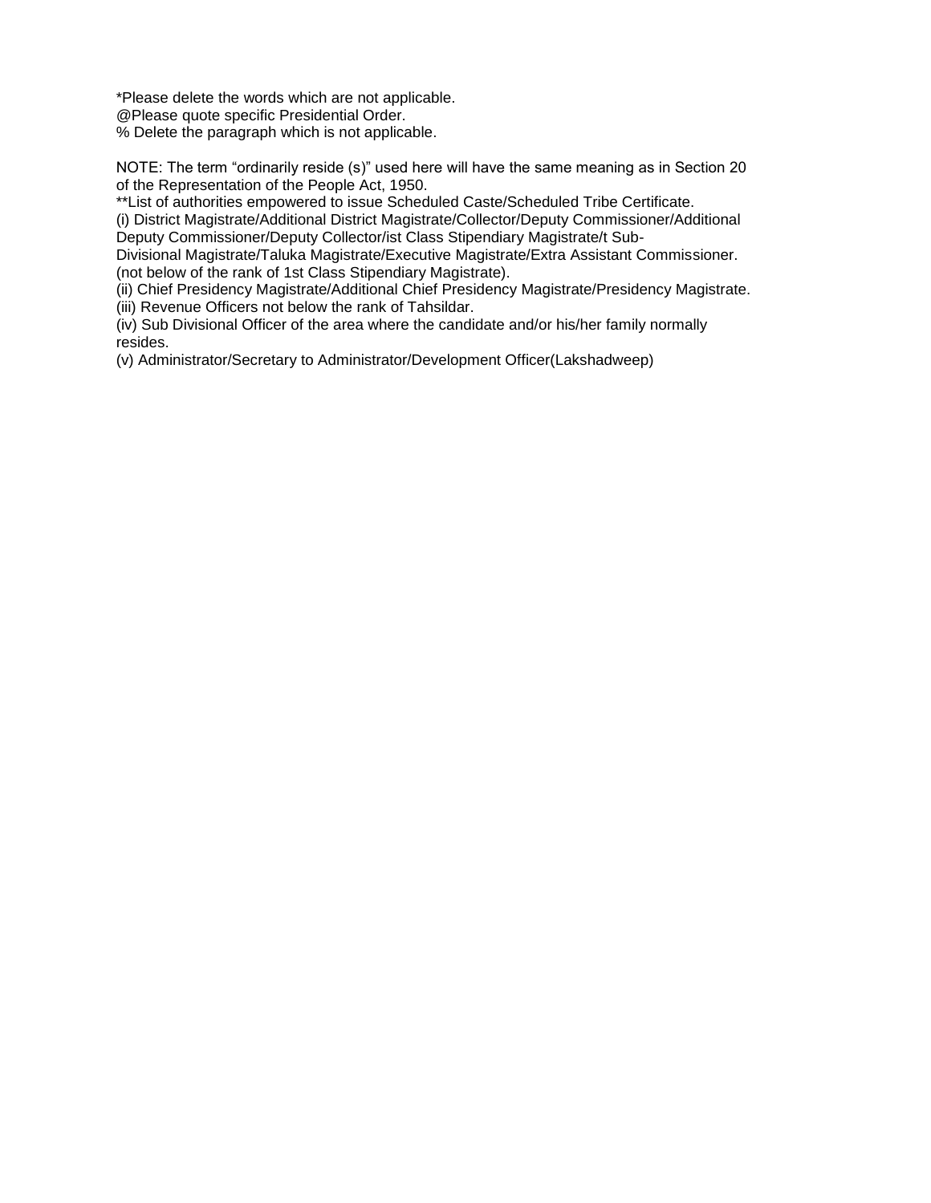*Please delete the words which are not applicable.
@Please quote specific Presidential Order.
% Delete the paragraph which is not applicable.

NOTE: The term "ordinarily reside (s)" used here will have the same meaning as in Section 20 of the Representation of the People Act, 1950.
**List of authorities empowered to issue Scheduled Caste/Scheduled Tribe Certificate.
(i) District Magistrate/Additional District Magistrate/Collector/Deputy Commissioner/Additional Deputy Commissioner/Deputy Collector/ist Class Stipendiary Magistrate/t Sub-Divisional Magistrate/Taluka Magistrate/Executive Magistrate/Extra Assistant Commissioner. (not below of the rank of 1st Class Stipendiary Magistrate).
(ii) Chief Presidency Magistrate/Additional Chief Presidency Magistrate/Presidency Magistrate.
(iii) Revenue Officers not below the rank of Tahsildar.
(iv) Sub Divisional Officer of the area where the candidate and/or his/her family normally resides.
(v) Administrator/Secretary to Administrator/Development Officer(Lakshadweep)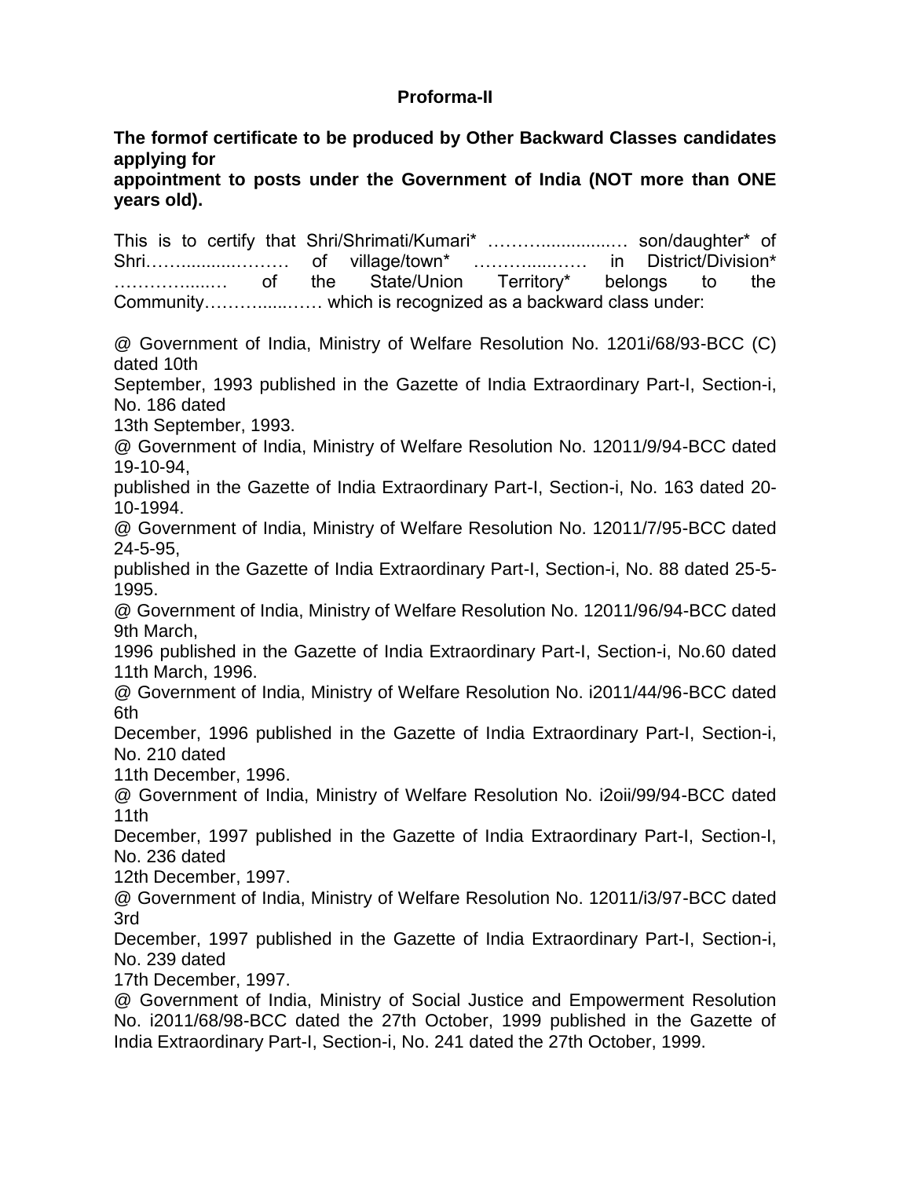**Proforma-II**

**The formof certificate to be produced by Other Backward Classes candidates applying for appointment to posts under the Government of India (NOT more than ONE years old).**

This is to certify that Shri/Shrimati/Kumari* ………................… son/daughter* of Shri…….........……… of village/town* …………....…… in District/Division* ……………...… of the State/Union Territory* belongs to the Community……….....…… which is recognized as a backward class under:

@ Government of India, Ministry of Welfare Resolution No. 1201i/68/93-BCC (C) dated 10th September, 1993 published in the Gazette of India Extraordinary Part-I, Section-i, No. 186 dated 13th September, 1993.

@ Government of India, Ministry of Welfare Resolution No. 12011/9/94-BCC dated 19-10-94, published in the Gazette of India Extraordinary Part-I, Section-i, No. 163 dated 20-10-1994.

@ Government of India, Ministry of Welfare Resolution No. 12011/7/95-BCC dated 24-5-95, published in the Gazette of India Extraordinary Part-I, Section-i, No. 88 dated 25-5-1995.

@ Government of India, Ministry of Welfare Resolution No. 12011/96/94-BCC dated 9th March, 1996 published in the Gazette of India Extraordinary Part-I, Section-i, No.60 dated 11th March, 1996.

@ Government of India, Ministry of Welfare Resolution No. i2011/44/96-BCC dated 6th December, 1996 published in the Gazette of India Extraordinary Part-I, Section-i, No. 210 dated 11th December, 1996.

@ Government of India, Ministry of Welfare Resolution No. i2oii/99/94-BCC dated 11th December, 1997 published in the Gazette of India Extraordinary Part-I, Section-I, No. 236 dated 12th December, 1997.

@ Government of India, Ministry of Welfare Resolution No. 12011/i3/97-BCC dated 3rd December, 1997 published in the Gazette of India Extraordinary Part-I, Section-i, No. 239 dated 17th December, 1997.

@ Government of India, Ministry of Social Justice and Empowerment Resolution No. i2011/68/98-BCC dated the 27th October, 1999 published in the Gazette of India Extraordinary Part-I, Section-i, No. 241 dated the 27th October, 1999.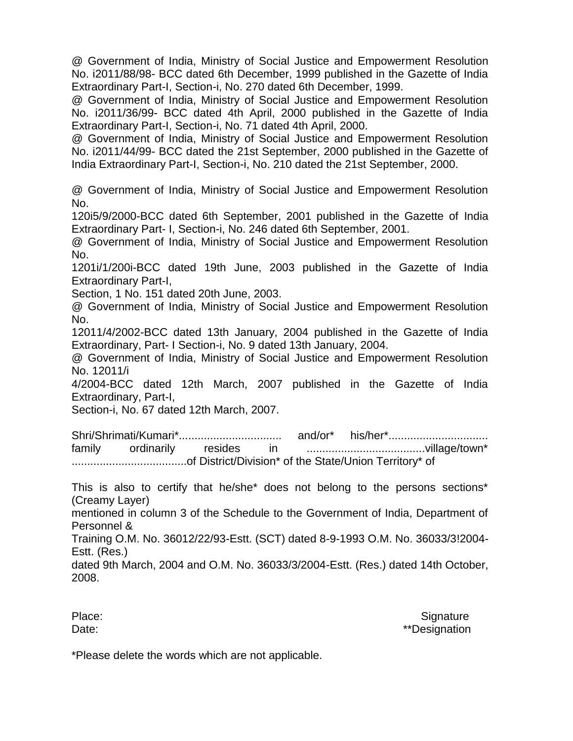@ Government of India, Ministry of Social Justice and Empowerment Resolution No. i2011/88/98- BCC dated 6th December, 1999 published in the Gazette of India Extraordinary Part-I, Section-i, No. 270 dated 6th December, 1999.

@ Government of India, Ministry of Social Justice and Empowerment Resolution No. i2011/36/99- BCC dated 4th April, 2000 published in the Gazette of India Extraordinary Part-I, Section-i, No. 71 dated 4th April, 2000.

@ Government of India, Ministry of Social Justice and Empowerment Resolution No. i2011/44/99- BCC dated the 21st September, 2000 published in the Gazette of India Extraordinary Part-I, Section-i, No. 210 dated the 21st September, 2000.

@ Government of India, Ministry of Social Justice and Empowerment Resolution No.
120i5/9/2000-BCC dated 6th September, 2001 published in the Gazette of India Extraordinary Part- I, Section-i, No. 246 dated 6th September, 2001.

@ Government of India, Ministry of Social Justice and Empowerment Resolution No.
1201i/1/200i-BCC dated 19th June, 2003 published in the Gazette of India Extraordinary Part-I,
Section, 1 No. 151 dated 20th June, 2003.

@ Government of India, Ministry of Social Justice and Empowerment Resolution No.
12011/4/2002-BCC dated 13th January, 2004 published in the Gazette of India Extraordinary, Part- I Section-i, No. 9 dated 13th January, 2004.

@ Government of India, Ministry of Social Justice and Empowerment Resolution No. 12011/i
4/2004-BCC dated 12th March, 2007 published in the Gazette of India Extraordinary, Part-I,
Section-i, No. 67 dated 12th March, 2007.

Shri/Shrimati/Kumari*................................ and/or* his/her*............................... family ordinarily resides in .....................................village/town* .....................................of District/Division* of the State/Union Territory* of

This is also to certify that he/she* does not belong to the persons sections* (Creamy Layer)
mentioned in column 3 of the Schedule to the Government of India, Department of Personnel &
Training O.M. No. 36012/22/93-Estt. (SCT) dated 8-9-1993 O.M. No. 36033/3!2004-Estt. (Res.)
dated 9th March, 2004 and O.M. No. 36033/3/2004-Estt. (Res.) dated 14th October, 2008.

Place: Signature
Date: **Designation

*Please delete the words which are not applicable.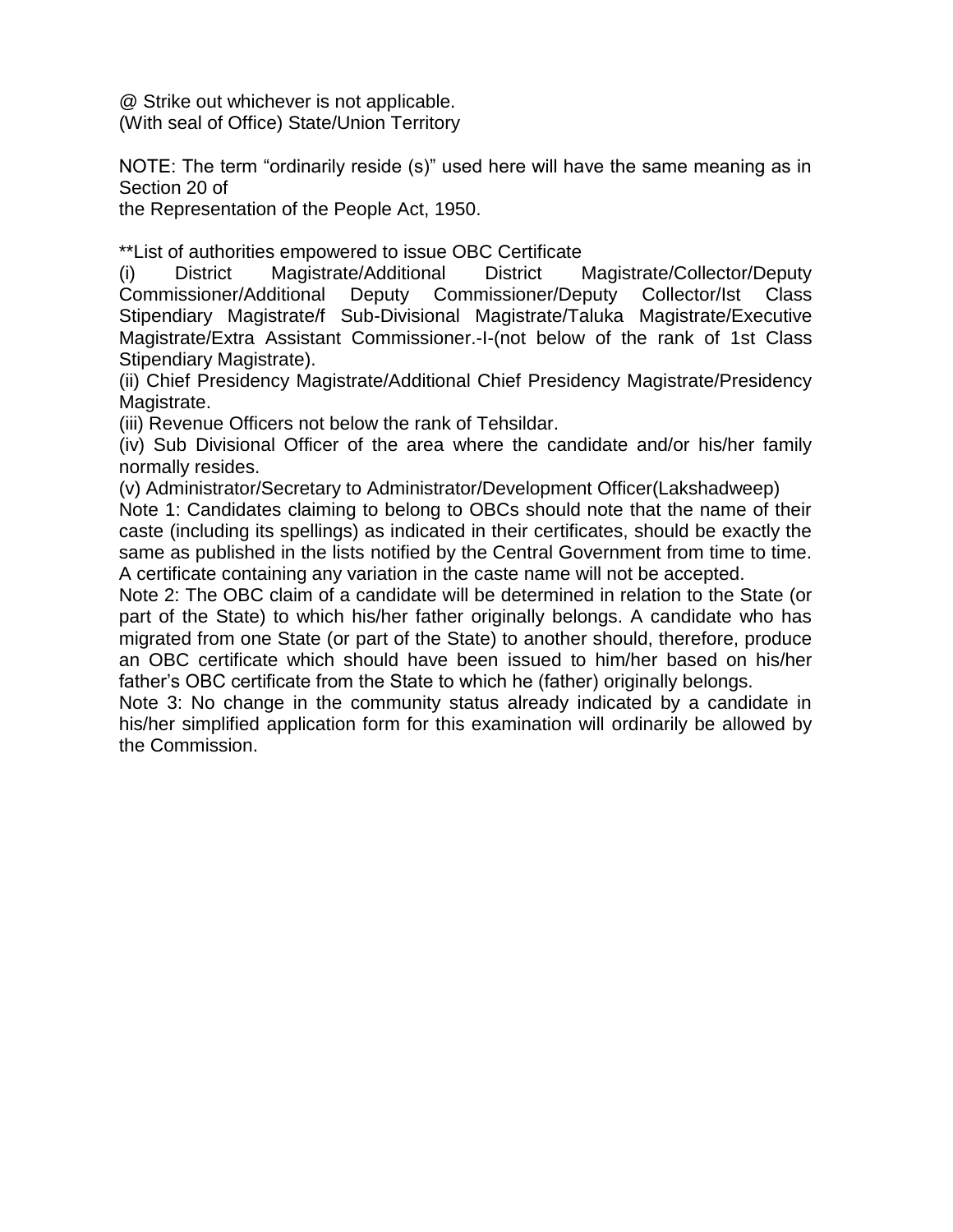@ Strike out whichever is not applicable.
(With seal of Office) State/Union Territory

NOTE: The term "ordinarily reside (s)" used here will have the same meaning as in Section 20 of
the Representation of the People Act, 1950.

**List of authorities empowered to issue OBC Certificate

(i) District Magistrate/Additional District Magistrate/Collector/Deputy Commissioner/Additional Deputy Commissioner/Deputy Collector/Ist Class Stipendiary Magistrate/f Sub-Divisional Magistrate/Taluka Magistrate/Executive Magistrate/Extra Assistant Commissioner.-I-(not below of the rank of 1st Class Stipendiary Magistrate).

(ii) Chief Presidency Magistrate/Additional Chief Presidency Magistrate/Presidency Magistrate.

(iii) Revenue Officers not below the rank of Tehsildar.

(iv) Sub Divisional Officer of the area where the candidate and/or his/her family normally resides.

(v) Administrator/Secretary to Administrator/Development Officer(Lakshadweep)

Note 1: Candidates claiming to belong to OBCs should note that the name of their caste (including its spellings) as indicated in their certificates, should be exactly the same as published in the lists notified by the Central Government from time to time. A certificate containing any variation in the caste name will not be accepted.

Note 2: The OBC claim of a candidate will be determined in relation to the State (or part of the State) to which his/her father originally belongs. A candidate who has migrated from one State (or part of the State) to another should, therefore, produce an OBC certificate which should have been issued to him/her based on his/her father's OBC certificate from the State to which he (father) originally belongs.

Note 3: No change in the community status already indicated by a candidate in his/her simplified application form for this examination will ordinarily be allowed by the Commission.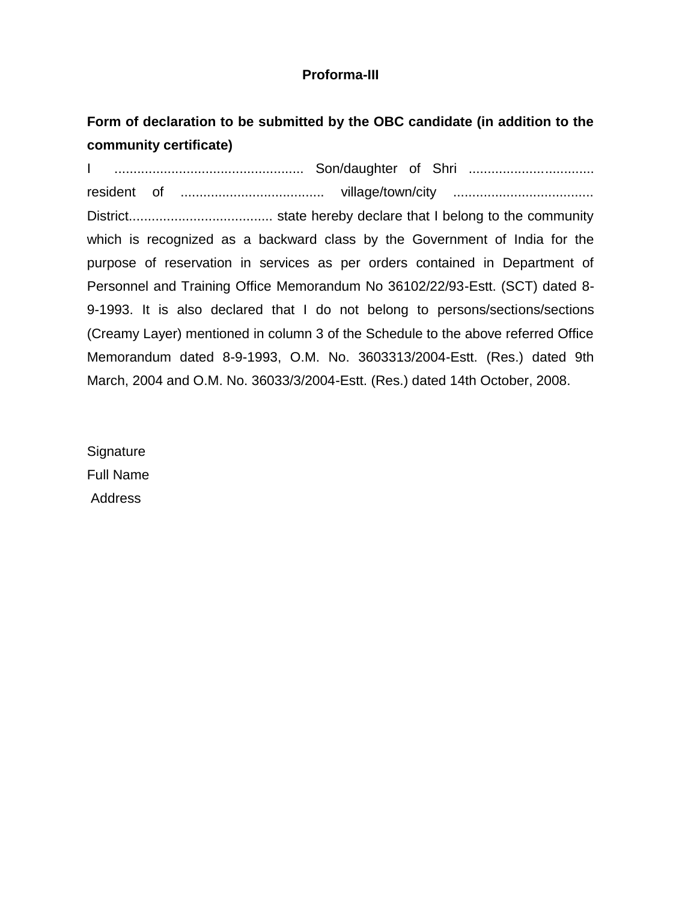**Proforma-III**

**Form of declaration to be submitted by the OBC candidate (in addition to the community certificate)**

I .................................................. Son/daughter of Shri ................................. resident of ...................................... village/town/city ..................................... District...................................... state hereby declare that I belong to the community which is recognized as a backward class by the Government of India for the purpose of reservation in services as per orders contained in Department of Personnel and Training Office Memorandum No 36102/22/93-Estt. (SCT) dated 8-9-1993. It is also declared that I do not belong to persons/sections/sections (Creamy Layer) mentioned in column 3 of the Schedule to the above referred Office Memorandum dated 8-9-1993, O.M. No. 3603313/2004-Estt. (Res.) dated 9th March, 2004 and O.M. No. 36033/3/2004-Estt. (Res.) dated 14th October, 2008.

Signature

Full Name

Address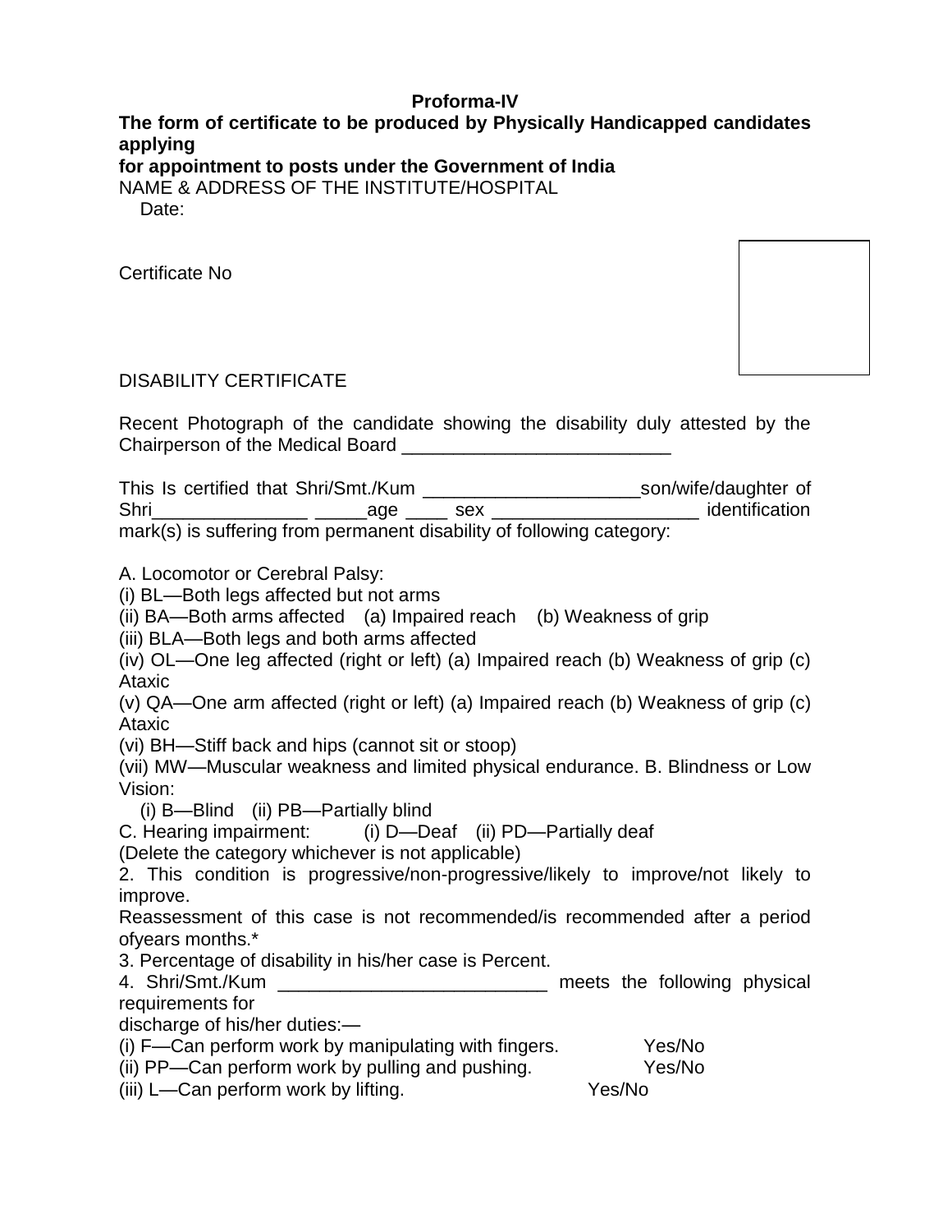**Proforma-IV**

**The form of certificate to be produced by Physically Handicapped candidates applying for appointment to posts under the Government of India**

NAME & ADDRESS OF THE INSTITUTE/HOSPITAL

Date:

Certificate No

DISABILITY CERTIFICATE

Recent Photograph of the candidate showing the disability duly attested by the Chairperson of the Medical Board ___________________________

This Is certified that Shri/Smt./Kum ______________________son/wife/daughter of Shri________________ ______age _____ sex _____________________ identification mark(s) is suffering from permanent disability of following category:

A. Locomotor or Cerebral Palsy:

(i) BL—Both legs affected but not arms

(ii) BA—Both arms affected (a) Impaired reach (b) Weakness of grip

(iii) BLA—Both legs and both arms affected

(iv) OL—One leg affected (right or left) (a) Impaired reach (b) Weakness of grip (c) Ataxic

(v) QA—One arm affected (right or left) (a) Impaired reach (b) Weakness of grip (c) Ataxic

(vi) BH—Stiff back and hips (cannot sit or stoop)

(vii) MW—Muscular weakness and limited physical endurance. B. Blindness or Low Vision:

(i) B—Blind (ii) PB—Partially blind

C. Hearing impairment: (i) D—Deaf (ii) PD—Partially deaf

(Delete the category whichever is not applicable)

2. This condition is progressive/non-progressive/likely to improve/not likely to improve.

Reassessment of this case is not recommended/is recommended after a period ofyears months.*

3. Percentage of disability in his/her case is Percent.

4. Shri/Smt./Kum ___________________________ meets the following physical requirements for discharge of his/her duties:—

(i) F—Can perform work by manipulating with fingers. Yes/No

(ii) PP—Can perform work by pulling and pushing. Yes/No

(iii) L—Can perform work by lifting. Yes/No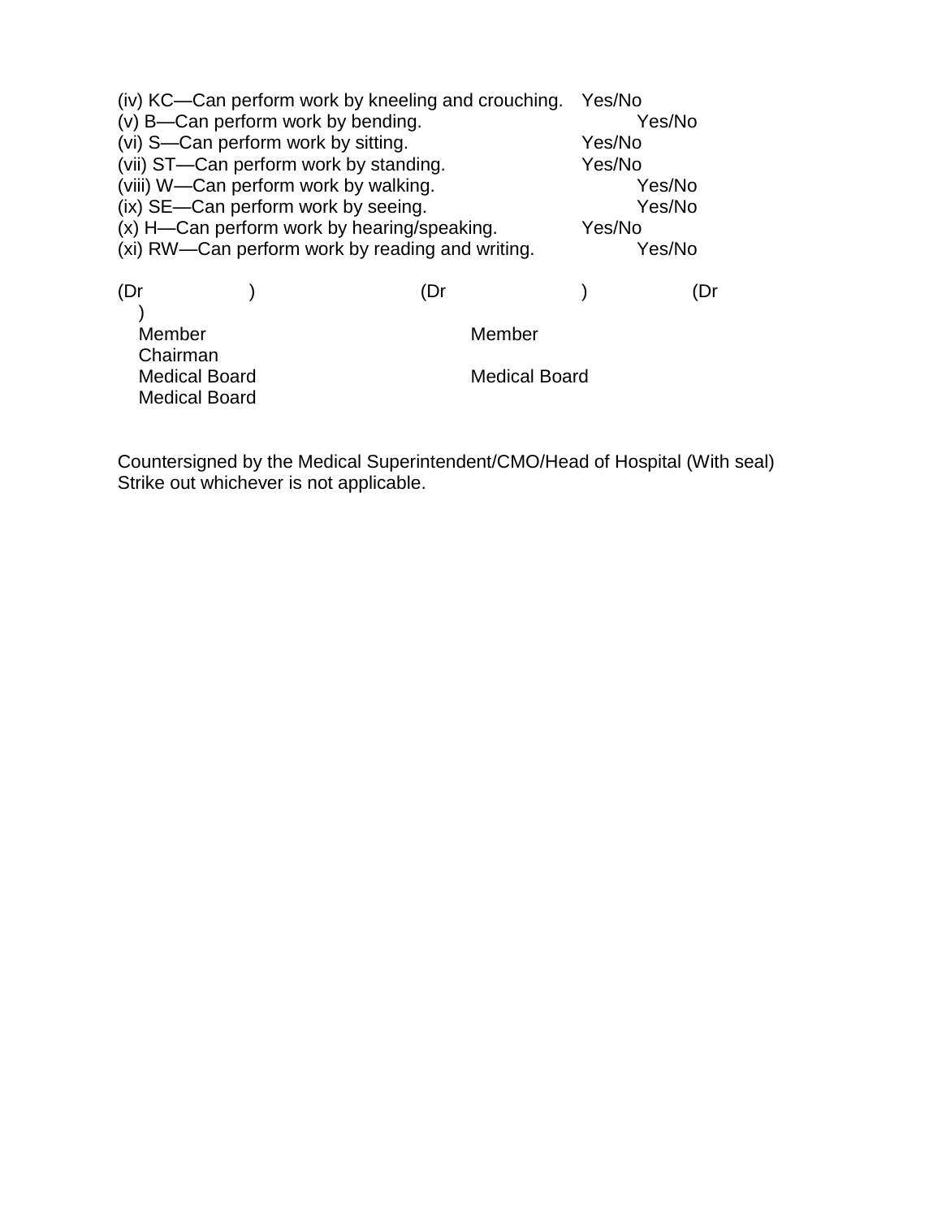(iv) KC—Can perform work by kneeling and crouching. Yes/No
(v) B—Can perform work by bending. Yes/No
(vi) S—Can perform work by sitting. Yes/No
(vii) ST—Can perform work by standing. Yes/No
(viii) W—Can perform work by walking. Yes/No
(ix) SE—Can perform work by seeing. Yes/No
(x) H—Can perform work by hearing/speaking. Yes/No
(xi) RW—Can perform work by reading and writing. Yes/No

| | | |
|---|---|---|
| (Dr ) | (Dr ) | (Dr ) |
| Member | Member | Chairman |
| Medical Board | Medical Board | Medical Board |

Countersigned by the Medical Superintendent/CMO/Head of Hospital (With seal)
Strike out whichever is not applicable.